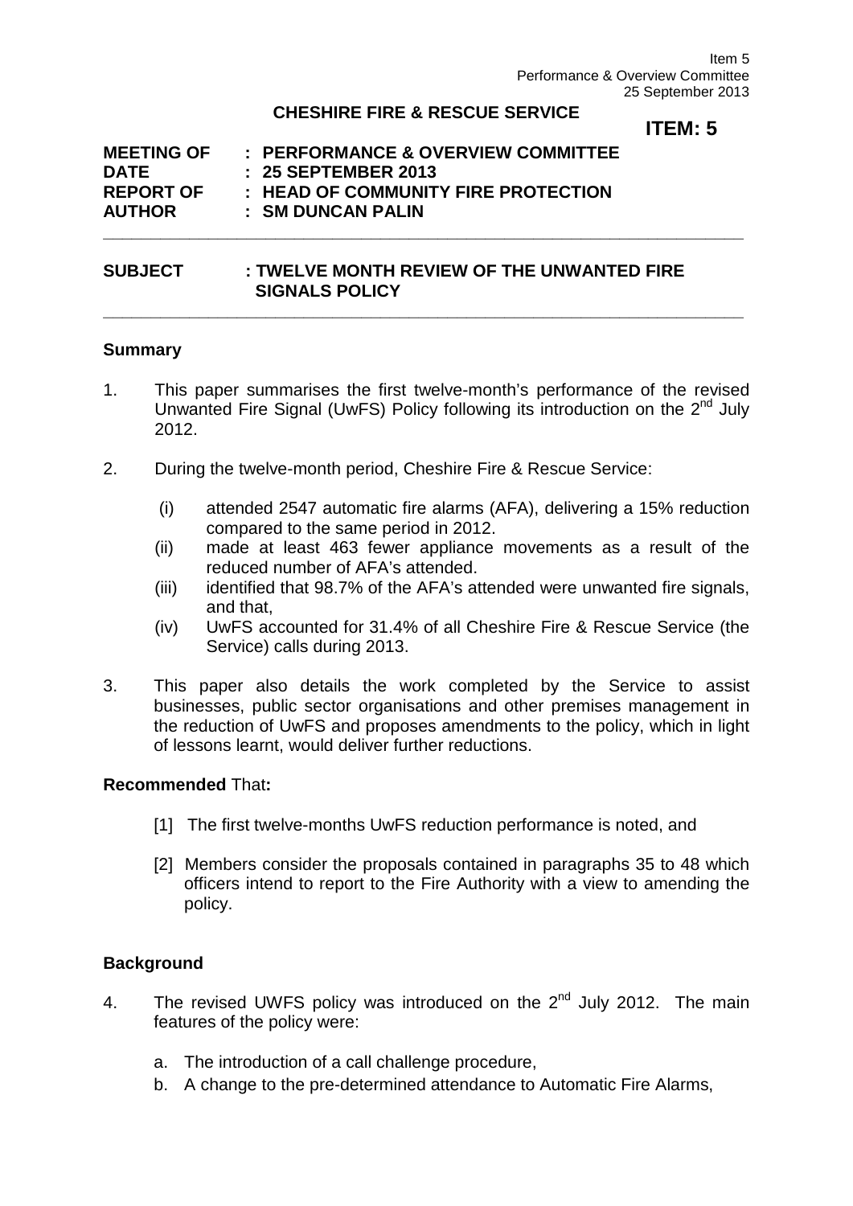**CHESHIRE FIRE & RESCUE SERVICE**

**ITEM: 5**

**MEETING OF : PERFORMANCE & OVERVIEW COMMITTEE**
**DATE : 25 SEPTEMBER 2013**
**REPORT OF : HEAD OF COMMUNITY FIRE PROTECTION**
**AUTHOR : SM DUNCAN PALIN**

---

**SUBJECT : TWELVE MONTH REVIEW OF THE UNWANTED FIRE SIGNALS POLICY**

---

## Summary

1. This paper summarises the first twelve-month's performance of the revised Unwanted Fire Signal (UwFS) Policy following its introduction on the 2nd July 2012.

2. During the twelve-month period, Cheshire Fire & Rescue Service:

   (i) attended 2547 automatic fire alarms (AFA), delivering a 15% reduction compared to the same period in 2012.

   (ii) made at least 463 fewer appliance movements as a result of the reduced number of AFA's attended.

   (iii) identified that 98.7% of the AFA's attended were unwanted fire signals, and that,

   (iv) UwFS accounted for 31.4% of all Cheshire Fire & Rescue Service (the Service) calls during 2013.

3. This paper also details the work completed by the Service to assist businesses, public sector organisations and other premises management in the reduction of UwFS and proposes amendments to the policy, which in light of lessons learnt, would deliver further reductions.

**Recommended** That**:**

[1] The first twelve-months UwFS reduction performance is noted, and

[2] Members consider the proposals contained in paragraphs 35 to 48 which officers intend to report to the Fire Authority with a view to amending the policy.

## Background

4. The revised UWFS policy was introduced on the 2nd July 2012. The main features of the policy were:

   a. The introduction of a call challenge procedure,
   b. A change to the pre-determined attendance to Automatic Fire Alarms,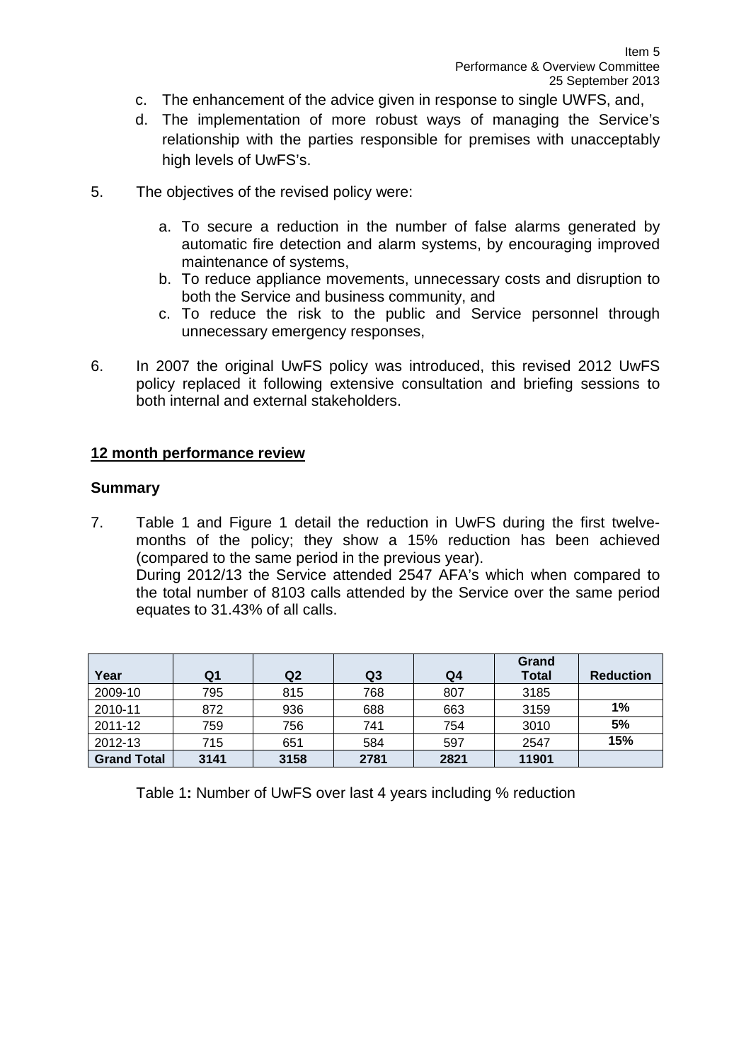c. The enhancement of the advice given in response to single UWFS, and,
d. The implementation of more robust ways of managing the Service's relationship with the parties responsible for premises with unacceptably high levels of UwFS's.

5. The objectives of the revised policy were:

   a. To secure a reduction in the number of false alarms generated by automatic fire detection and alarm systems, by encouraging improved maintenance of systems,
   b. To reduce appliance movements, unnecessary costs and disruption to both the Service and business community, and
   c. To reduce the risk to the public and Service personnel through unnecessary emergency responses,

6. In 2007 the original UwFS policy was introduced, this revised 2012 UwFS policy replaced it following extensive consultation and briefing sessions to both internal and external stakeholders.

**12 month performance review**

**Summary**

7. Table 1 and Figure 1 detail the reduction in UwFS during the first twelve-months of the policy; they show a 15% reduction has been achieved (compared to the same period in the previous year).
   During 2012/13 the Service attended 2547 AFA's which when compared to the total number of 8103 calls attended by the Service over the same period equates to 31.43% of all calls.

| Year | Q1 | Q2 | Q3 | Q4 | Grand Total | Reduction |
|---|---|---|---|---|---|---|
| 2009-10 | 795 | 815 | 768 | 807 | 3185 | |
| 2010-11 | 872 | 936 | 688 | 663 | 3159 | **1%** |
| 2011-12 | 759 | 756 | 741 | 754 | 3010 | **5%** |
| 2012-13 | 715 | 651 | 584 | 597 | 2547 | **15%** |
| **Grand Total** | **3141** | **3158** | **2781** | **2821** | **11901** | |

Table 1**:** Number of UwFS over last 4 years including % reduction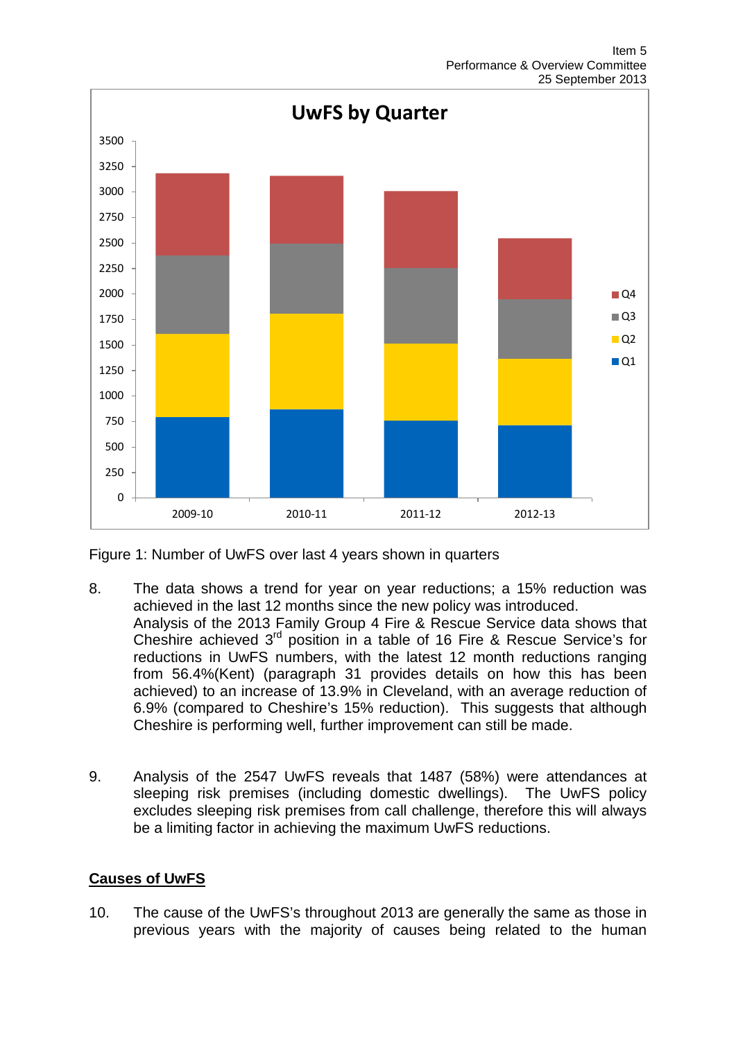Figure 1: Number of UwFS over last 4 years shown in quarters

8. The data shows a trend for year on year reductions; a 15% reduction was achieved in the last 12 months since the new policy was introduced.
   Analysis of the 2013 Family Group 4 Fire & Rescue Service data shows that Cheshire achieved 3rd position in a table of 16 Fire & Rescue Service's for reductions in UwFS numbers, with the latest 12 month reductions ranging from 56.4%(Kent) (paragraph 31 provides details on how this has been achieved) to an increase of 13.9% in Cleveland, with an average reduction of 6.9% (compared to Cheshire's 15% reduction). This suggests that although Cheshire is performing well, further improvement can still be made.

9. Analysis of the 2547 UwFS reveals that 1487 (58%) were attendances at sleeping risk premises (including domestic dwellings). The UwFS policy excludes sleeping risk premises from call challenge, therefore this will always be a limiting factor in achieving the maximum UwFS reductions.

**Causes of UwFS**

10. The cause of the UwFS's throughout 2013 are generally the same as those in previous years with the majority of causes being related to the human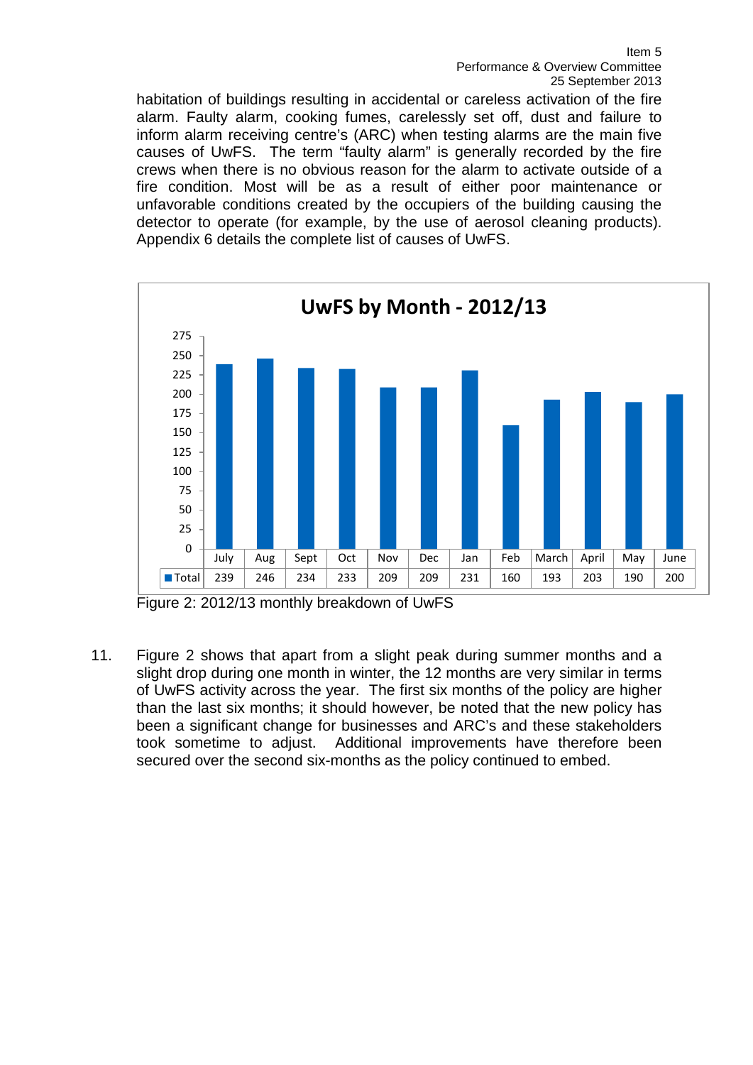habitation of buildings resulting in accidental or careless activation of the fire alarm. Faulty alarm, cooking fumes, carelessly set off, dust and failure to inform alarm receiving centre's (ARC) when testing alarms are the main five causes of UwFS. The term "faulty alarm" is generally recorded by the fire crews when there is no obvious reason for the alarm to activate outside of a fire condition. Most will be as a result of either poor maintenance or unfavorable conditions created by the occupiers of the building causing the detector to operate (for example, by the use of aerosol cleaning products). Appendix 6 details the complete list of causes of UwFS.

**UwFS by Month - 2012/13**

| | July | Aug | Sept | Oct | Nov | Dec | Jan | Feb | March | April | May | June |
|---|---|---|---|---|---|---|---|---|---|---|---|---|
| Total | 239 | 246 | 234 | 233 | 209 | 209 | 231 | 160 | 193 | 203 | 190 | 200 |

Figure 2: 2012/13 monthly breakdown of UwFS

11. Figure 2 shows that apart from a slight peak during summer months and a slight drop during one month in winter, the 12 months are very similar in terms of UwFS activity across the year. The first six months of the policy are higher than the last six months; it should however, be noted that the new policy has been a significant change for businesses and ARC's and these stakeholders took sometime to adjust. Additional improvements have therefore been secured over the second six-months as the policy continued to embed.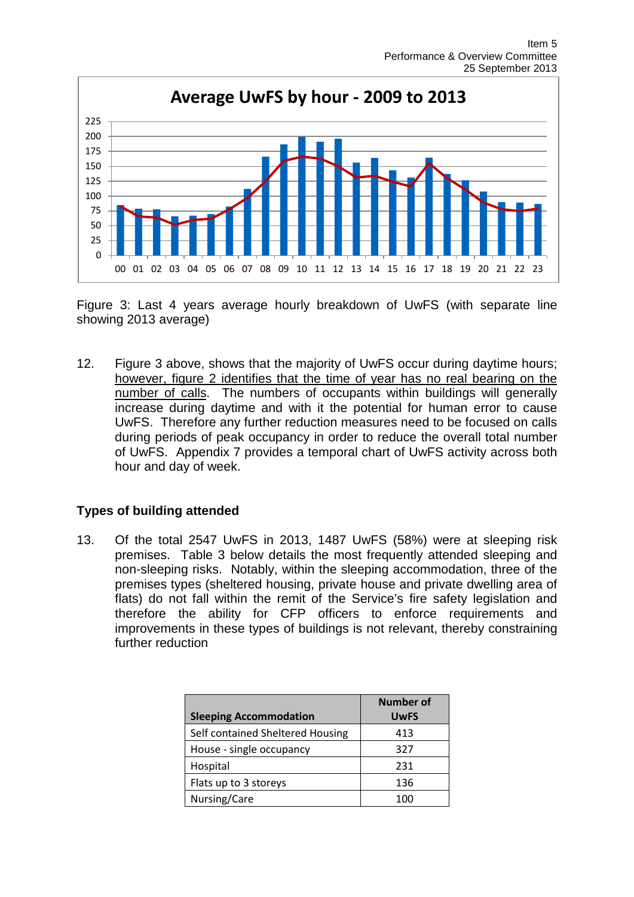Figure 3: Last 4 years average hourly breakdown of UwFS (with separate line showing 2013 average)

12. Figure 3 above, shows that the majority of UwFS occur during daytime hours; however, figure 2 identifies that the time of year has no real bearing on the number of calls. The numbers of occupants within buildings will generally increase during daytime and with it the potential for human error to cause UwFS. Therefore any further reduction measures need to be focused on calls during periods of peak occupancy in order to reduce the overall total number of UwFS. Appendix 7 provides a temporal chart of UwFS activity across both hour and day of week.

### Types of building attended

13. Of the total 2547 UwFS in 2013, 1487 UwFS (58%) were at sleeping risk premises. Table 3 below details the most frequently attended sleeping and non-sleeping risks. Notably, within the sleeping accommodation, three of the premises types (sheltered housing, private house and private dwelling area of flats) do not fall within the remit of the Service's fire safety legislation and therefore the ability for CFP officers to enforce requirements and improvements in these types of buildings is not relevant, thereby constraining further reduction

| Sleeping Accommodation | Number of UwFS |
|---|---|
| Self contained Sheltered Housing | 413 |
| House - single occupancy | 327 |
| Hospital | 231 |
| Flats up to 3 storeys | 136 |
| Nursing/Care | 100 |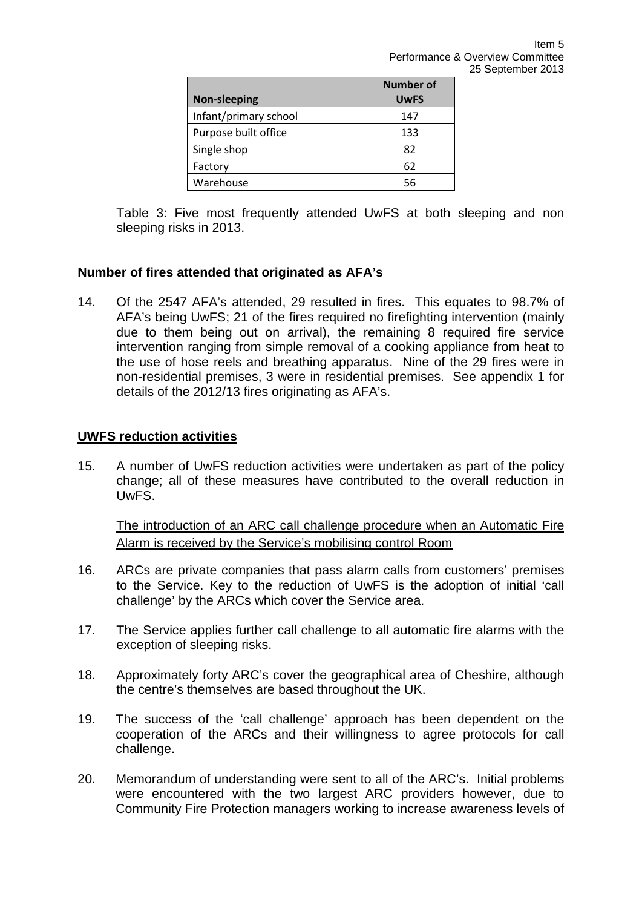| Non-sleeping | Number of UwFS |
|---|---|
| Infant/primary school | 147 |
| Purpose built office | 133 |
| Single shop | 82 |
| Factory | 62 |
| Warehouse | 56 |

Table 3: Five most frequently attended UwFS at both sleeping and non sleeping risks in 2013.

**Number of fires attended that originated as AFA's**

14. Of the 2547 AFA's attended, 29 resulted in fires. This equates to 98.7% of AFA's being UwFS; 21 of the fires required no firefighting intervention (mainly due to them being out on arrival), the remaining 8 required fire service intervention ranging from simple removal of a cooking appliance from heat to the use of hose reels and breathing apparatus. Nine of the 29 fires were in non-residential premises, 3 were in residential premises. See appendix 1 for details of the 2012/13 fires originating as AFA's.

**UWFS reduction activities**

15. A number of UwFS reduction activities were undertaken as part of the policy change; all of these measures have contributed to the overall reduction in UwFS.

The introduction of an ARC call challenge procedure when an Automatic Fire Alarm is received by the Service's mobilising control Room

16. ARCs are private companies that pass alarm calls from customers' premises to the Service. Key to the reduction of UwFS is the adoption of initial 'call challenge' by the ARCs which cover the Service area.

17. The Service applies further call challenge to all automatic fire alarms with the exception of sleeping risks.

18. Approximately forty ARC's cover the geographical area of Cheshire, although the centre's themselves are based throughout the UK.

19. The success of the 'call challenge' approach has been dependent on the cooperation of the ARCs and their willingness to agree protocols for call challenge.

20. Memorandum of understanding were sent to all of the ARC's. Initial problems were encountered with the two largest ARC providers however, due to Community Fire Protection managers working to increase awareness levels of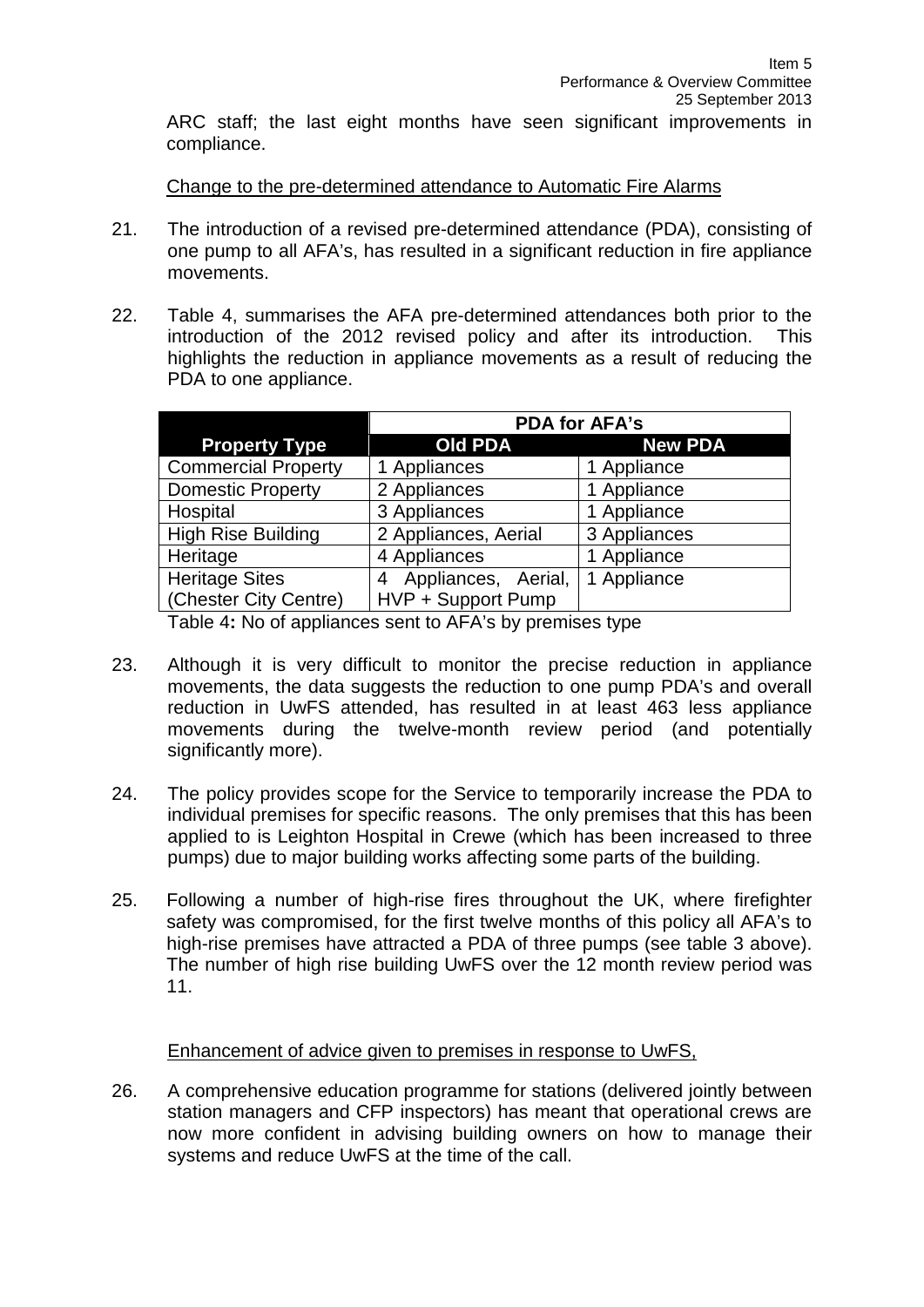ARC staff; the last eight months have seen significant improvements in compliance.

Change to the pre-determined attendance to Automatic Fire Alarms

21. The introduction of a revised pre-determined attendance (PDA), consisting of one pump to all AFA's, has resulted in a significant reduction in fire appliance movements.

22. Table 4, summarises the AFA pre-determined attendances both prior to the introduction of the 2012 revised policy and after its introduction. This highlights the reduction in appliance movements as a result of reducing the PDA to one appliance.

| | PDA for AFA's | |
|---|---|---|
| **Property Type** | **Old PDA** | **New PDA** |
| Commercial Property | 1 Appliances | 1 Appliance |
| Domestic Property | 2 Appliances | 1 Appliance |
| Hospital | 3 Appliances | 1 Appliance |
| High Rise Building | 2 Appliances, Aerial | 3 Appliances |
| Heritage | 4 Appliances | 1 Appliance |
| Heritage Sites (Chester City Centre) | 4 Appliances, Aerial, HVP + Support Pump | 1 Appliance |

Table 4**:** No of appliances sent to AFA's by premises type

23. Although it is very difficult to monitor the precise reduction in appliance movements, the data suggests the reduction to one pump PDA's and overall reduction in UwFS attended, has resulted in at least 463 less appliance movements during the twelve-month review period (and potentially significantly more).

24. The policy provides scope for the Service to temporarily increase the PDA to individual premises for specific reasons. The only premises that this has been applied to is Leighton Hospital in Crewe (which has been increased to three pumps) due to major building works affecting some parts of the building.

25. Following a number of high-rise fires throughout the UK, where firefighter safety was compromised, for the first twelve months of this policy all AFA's to high-rise premises have attracted a PDA of three pumps (see table 3 above). The number of high rise building UwFS over the 12 month review period was 11.

Enhancement of advice given to premises in response to UwFS,

26. A comprehensive education programme for stations (delivered jointly between station managers and CFP inspectors) has meant that operational crews are now more confident in advising building owners on how to manage their systems and reduce UwFS at the time of the call.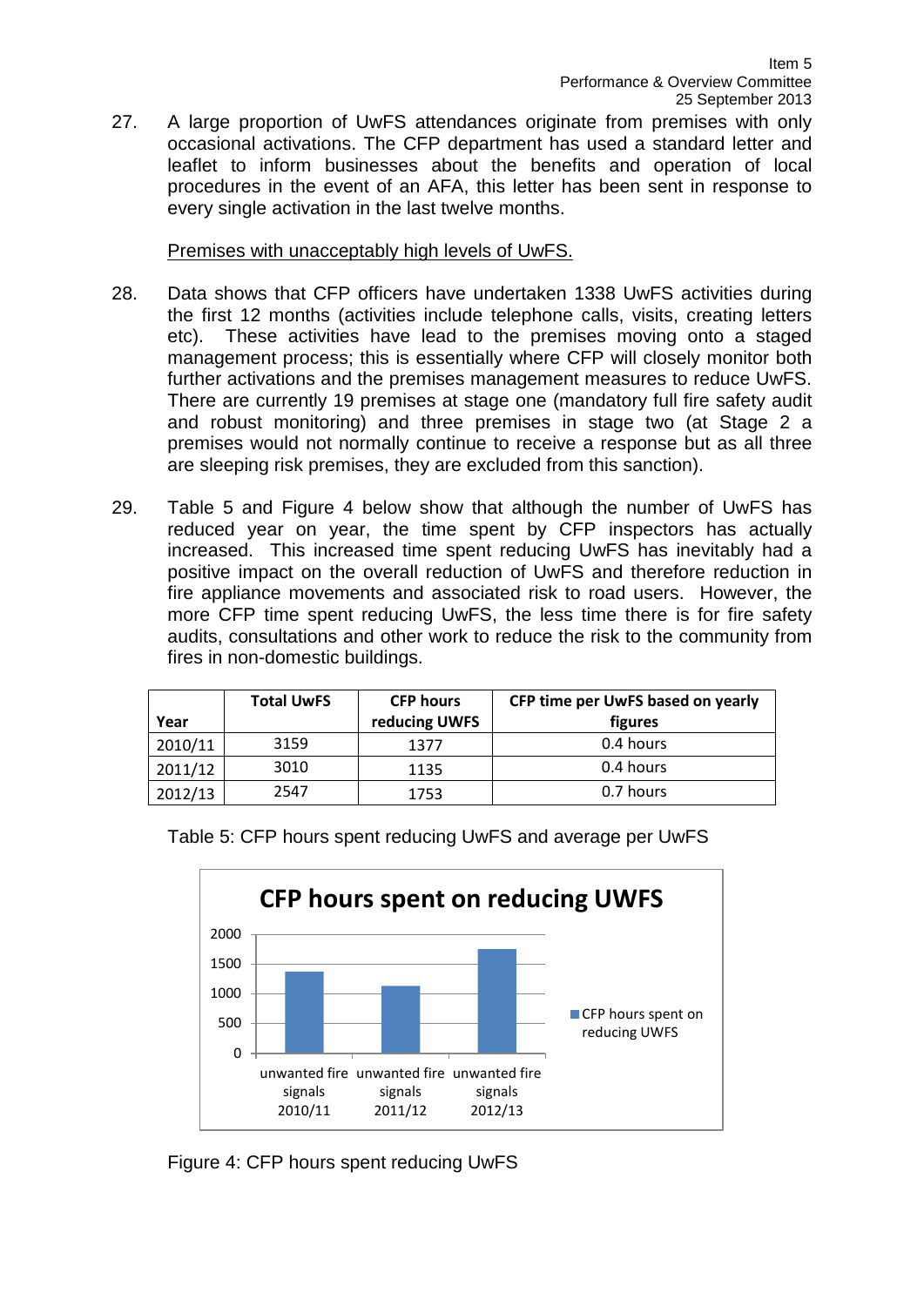27. A large proportion of UwFS attendances originate from premises with only occasional activations. The CFP department has used a standard letter and leaflet to inform businesses about the benefits and operation of local procedures in the event of an AFA, this letter has been sent in response to every single activation in the last twelve months.

<u>Premises with unacceptably high levels of UwFS.</u>

28. Data shows that CFP officers have undertaken 1338 UwFS activities during the first 12 months (activities include telephone calls, visits, creating letters etc). These activities have lead to the premises moving onto a staged management process; this is essentially where CFP will closely monitor both further activations and the premises management measures to reduce UwFS. There are currently 19 premises at stage one (mandatory full fire safety audit and robust monitoring) and three premises in stage two (at Stage 2 a premises would not normally continue to receive a response but as all three are sleeping risk premises, they are excluded from this sanction).

29. Table 5 and Figure 4 below show that although the number of UwFS has reduced year on year, the time spent by CFP inspectors has actually increased. This increased time spent reducing UwFS has inevitably had a positive impact on the overall reduction of UwFS and therefore reduction in fire appliance movements and associated risk to road users. However, the more CFP time spent reducing UwFS, the less time there is for fire safety audits, consultations and other work to reduce the risk to the community from fires in non-domestic buildings.

| Year | Total UwFS | CFP hours reducing UWFS | CFP time per UwFS based on yearly figures |
|---|---|---|---|
| 2010/11 | 3159 | 1377 | 0.4 hours |
| 2011/12 | 3010 | 1135 | 0.4 hours |
| 2012/13 | 2547 | 1753 | 0.7 hours |

Table 5: CFP hours spent reducing UwFS and average per UwFS

**CFP hours spent on reducing UWFS**

| | CFP hours spent on reducing UWFS |
|---|---|
| unwanted fire signals 2010/11 | 1377 |
| unwanted fire signals 2011/12 | 1135 |
| unwanted fire signals 2012/13 | 1753 |

Figure 4: CFP hours spent reducing UwFS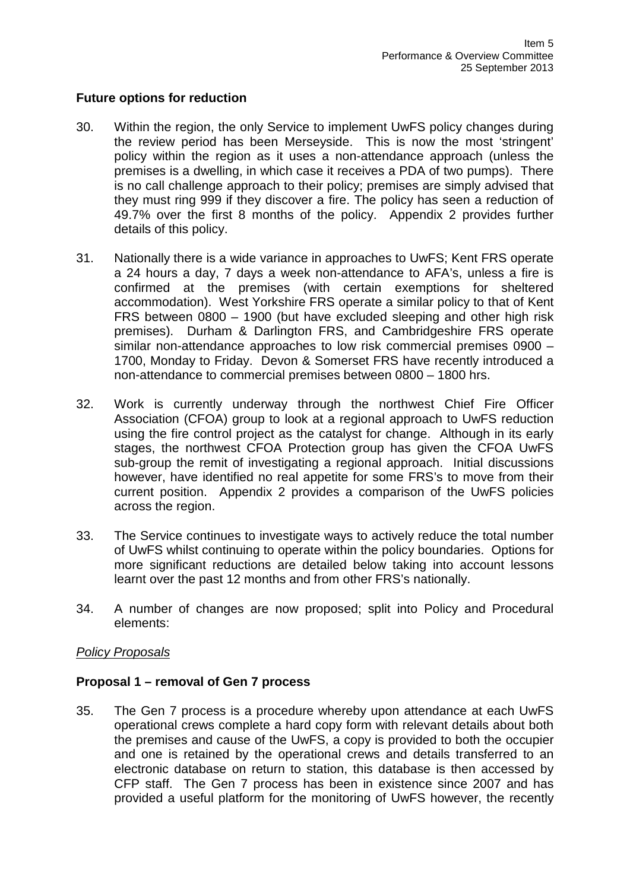## Future options for reduction

30. Within the region, the only Service to implement UwFS policy changes during the review period has been Merseyside. This is now the most 'stringent' policy within the region as it uses a non-attendance approach (unless the premises is a dwelling, in which case it receives a PDA of two pumps). There is no call challenge approach to their policy; premises are simply advised that they must ring 999 if they discover a fire. The policy has seen a reduction of 49.7% over the first 8 months of the policy. Appendix 2 provides further details of this policy.

31. Nationally there is a wide variance in approaches to UwFS; Kent FRS operate a 24 hours a day, 7 days a week non-attendance to AFA's, unless a fire is confirmed at the premises (with certain exemptions for sheltered accommodation). West Yorkshire FRS operate a similar policy to that of Kent FRS between 0800 – 1900 (but have excluded sleeping and other high risk premises). Durham & Darlington FRS, and Cambridgeshire FRS operate similar non-attendance approaches to low risk commercial premises 0900 – 1700, Monday to Friday. Devon & Somerset FRS have recently introduced a non-attendance to commercial premises between 0800 – 1800 hrs.

32. Work is currently underway through the northwest Chief Fire Officer Association (CFOA) group to look at a regional approach to UwFS reduction using the fire control project as the catalyst for change. Although in its early stages, the northwest CFOA Protection group has given the CFOA UwFS sub-group the remit of investigating a regional approach. Initial discussions however, have identified no real appetite for some FRS's to move from their current position. Appendix 2 provides a comparison of the UwFS policies across the region.

33. The Service continues to investigate ways to actively reduce the total number of UwFS whilst continuing to operate within the policy boundaries. Options for more significant reductions are detailed below taking into account lessons learnt over the past 12 months and from other FRS's nationally.

34. A number of changes are now proposed; split into Policy and Procedural elements:

*Policy Proposals*

### Proposal 1 – removal of Gen 7 process

35. The Gen 7 process is a procedure whereby upon attendance at each UwFS operational crews complete a hard copy form with relevant details about both the premises and cause of the UwFS, a copy is provided to both the occupier and one is retained by the operational crews and details transferred to an electronic database on return to station, this database is then accessed by CFP staff. The Gen 7 process has been in existence since 2007 and has provided a useful platform for the monitoring of UwFS however, the recently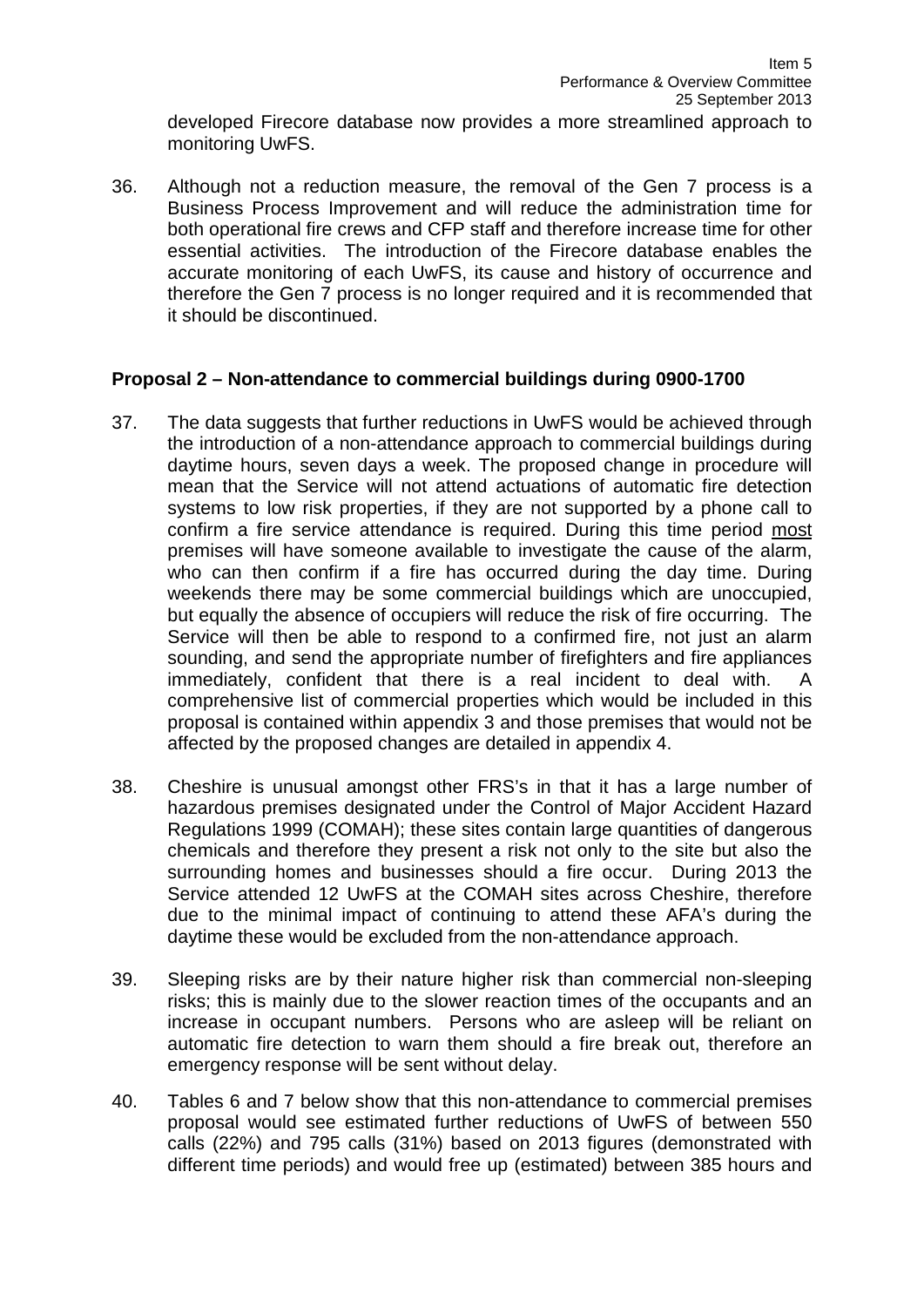developed Firecore database now provides a more streamlined approach to monitoring UwFS.

36. Although not a reduction measure, the removal of the Gen 7 process is a Business Process Improvement and will reduce the administration time for both operational fire crews and CFP staff and therefore increase time for other essential activities. The introduction of the Firecore database enables the accurate monitoring of each UwFS, its cause and history of occurrence and therefore the Gen 7 process is no longer required and it is recommended that it should be discontinued.

**Proposal 2 – Non-attendance to commercial buildings during 0900-1700**

37. The data suggests that further reductions in UwFS would be achieved through the introduction of a non-attendance approach to commercial buildings during daytime hours, seven days a week. The proposed change in procedure will mean that the Service will not attend actuations of automatic fire detection systems to low risk properties, if they are not supported by a phone call to confirm a fire service attendance is required. During this time period most premises will have someone available to investigate the cause of the alarm, who can then confirm if a fire has occurred during the day time. During weekends there may be some commercial buildings which are unoccupied, but equally the absence of occupiers will reduce the risk of fire occurring. The Service will then be able to respond to a confirmed fire, not just an alarm sounding, and send the appropriate number of firefighters and fire appliances immediately, confident that there is a real incident to deal with. A comprehensive list of commercial properties which would be included in this proposal is contained within appendix 3 and those premises that would not be affected by the proposed changes are detailed in appendix 4.

38. Cheshire is unusual amongst other FRS's in that it has a large number of hazardous premises designated under the Control of Major Accident Hazard Regulations 1999 (COMAH); these sites contain large quantities of dangerous chemicals and therefore they present a risk not only to the site but also the surrounding homes and businesses should a fire occur. During 2013 the Service attended 12 UwFS at the COMAH sites across Cheshire, therefore due to the minimal impact of continuing to attend these AFA's during the daytime these would be excluded from the non-attendance approach.

39. Sleeping risks are by their nature higher risk than commercial non-sleeping risks; this is mainly due to the slower reaction times of the occupants and an increase in occupant numbers. Persons who are asleep will be reliant on automatic fire detection to warn them should a fire break out, therefore an emergency response will be sent without delay.

40. Tables 6 and 7 below show that this non-attendance to commercial premises proposal would see estimated further reductions of UwFS of between 550 calls (22%) and 795 calls (31%) based on 2013 figures (demonstrated with different time periods) and would free up (estimated) between 385 hours and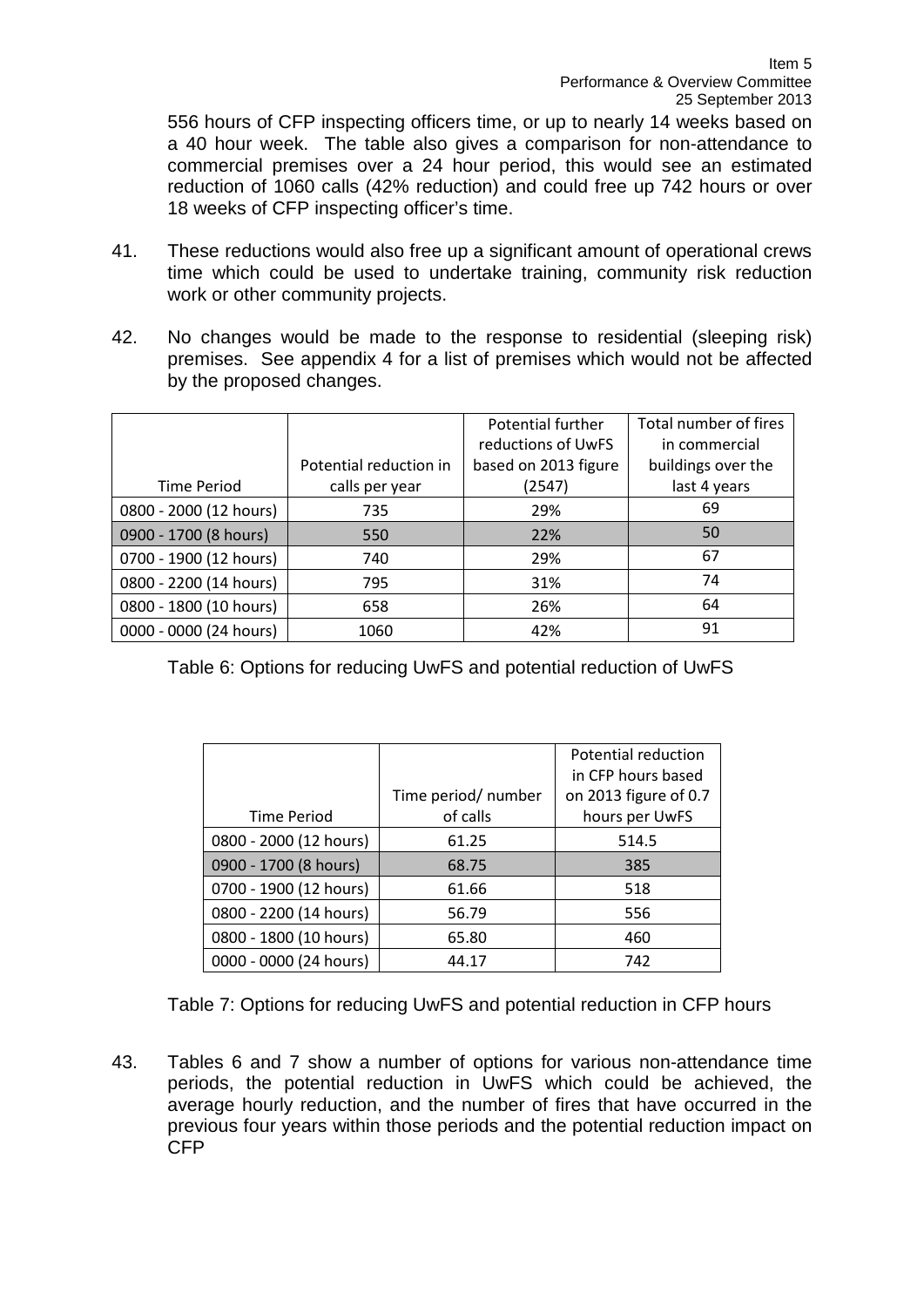556 hours of CFP inspecting officers time, or up to nearly 14 weeks based on a 40 hour week. The table also gives a comparison for non-attendance to commercial premises over a 24 hour period, this would see an estimated reduction of 1060 calls (42% reduction) and could free up 742 hours or over 18 weeks of CFP inspecting officer's time.

41. These reductions would also free up a significant amount of operational crews time which could be used to undertake training, community risk reduction work or other community projects.

42. No changes would be made to the response to residential (sleeping risk) premises. See appendix 4 for a list of premises which would not be affected by the proposed changes.

| Time Period | Potential reduction in calls per year | Potential further reductions of UwFS based on 2013 figure (2547) | Total number of fires in commercial buildings over the last 4 years |
|---|---|---|---|
| 0800 - 2000 (12 hours) | 735 | 29% | 69 |
| 0900 - 1700 (8 hours) | 550 | 22% | 50 |
| 0700 - 1900 (12 hours) | 740 | 29% | 67 |
| 0800 - 2200 (14 hours) | 795 | 31% | 74 |
| 0800 - 1800 (10 hours) | 658 | 26% | 64 |
| 0000 - 0000 (24 hours) | 1060 | 42% | 91 |

Table 6: Options for reducing UwFS and potential reduction of UwFS

| Time Period | Time period/ number of calls | Potential reduction in CFP hours based on 2013 figure of 0.7 hours per UwFS |
|---|---|---|
| 0800 - 2000 (12 hours) | 61.25 | 514.5 |
| 0900 - 1700 (8 hours) | 68.75 | 385 |
| 0700 - 1900 (12 hours) | 61.66 | 518 |
| 0800 - 2200 (14 hours) | 56.79 | 556 |
| 0800 - 1800 (10 hours) | 65.80 | 460 |
| 0000 - 0000 (24 hours) | 44.17 | 742 |

Table 7: Options for reducing UwFS and potential reduction in CFP hours

43. Tables 6 and 7 show a number of options for various non-attendance time periods, the potential reduction in UwFS which could be achieved, the average hourly reduction, and the number of fires that have occurred in the previous four years within those periods and the potential reduction impact on CFP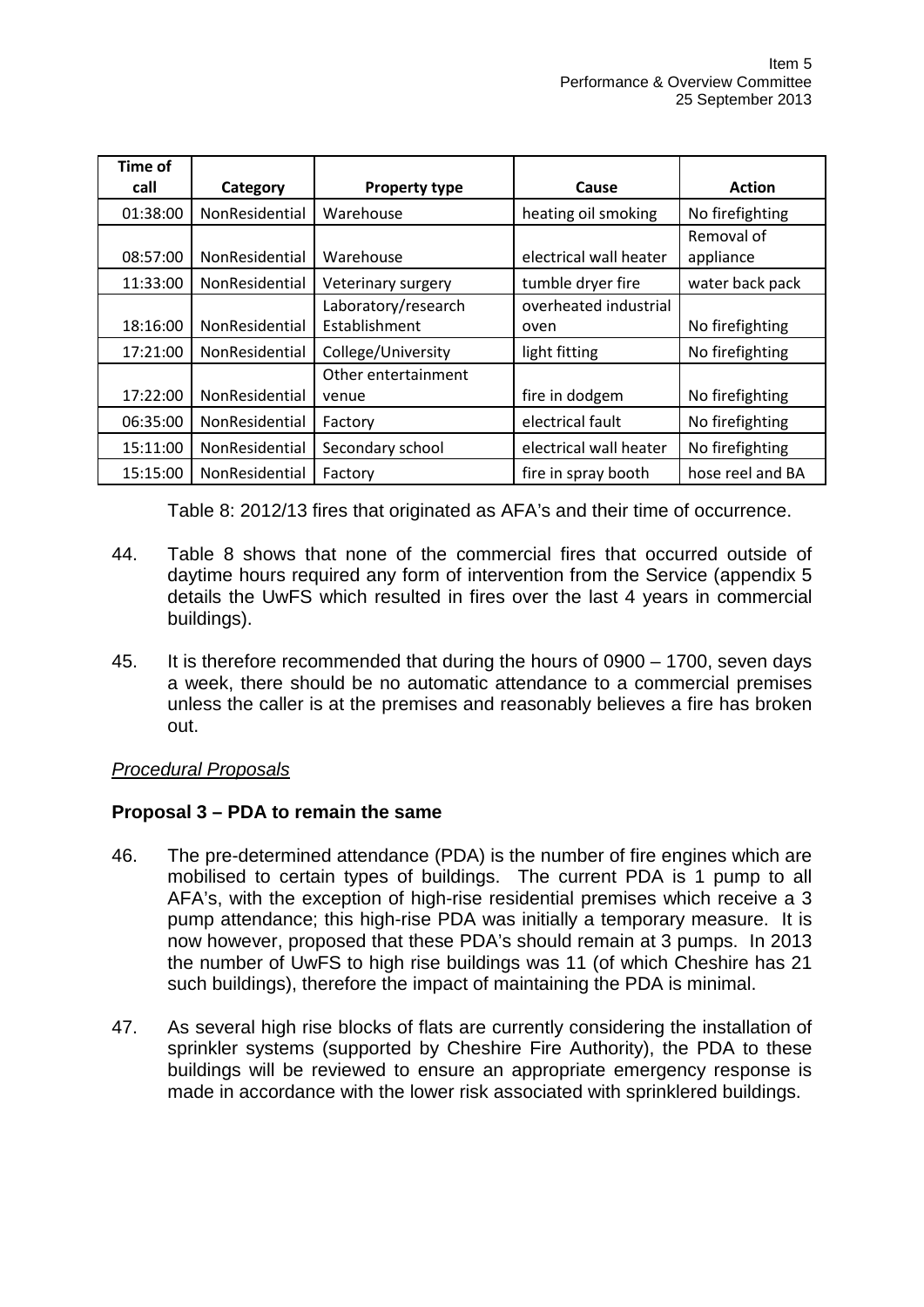| Time of call | Category | Property type | Cause | Action |
|---|---|---|---|---|
| 01:38:00 | NonResidential | Warehouse | heating oil smoking | No firefighting |
| 08:57:00 | NonResidential | Warehouse | electrical wall heater | Removal of appliance |
| 11:33:00 | NonResidential | Veterinary surgery | tumble dryer fire | water back pack |
| 18:16:00 | NonResidential | Laboratory/research Establishment | overheated industrial oven | No firefighting |
| 17:21:00 | NonResidential | College/University | light fitting | No firefighting |
| 17:22:00 | NonResidential | Other entertainment venue | fire in dodgem | No firefighting |
| 06:35:00 | NonResidential | Factory | electrical fault | No firefighting |
| 15:11:00 | NonResidential | Secondary school | electrical wall heater | No firefighting |
| 15:15:00 | NonResidential | Factory | fire in spray booth | hose reel and BA |

Table 8: 2012/13 fires that originated as AFA's and their time of occurrence.

44. Table 8 shows that none of the commercial fires that occurred outside of daytime hours required any form of intervention from the Service (appendix 5 details the UwFS which resulted in fires over the last 4 years in commercial buildings).

45. It is therefore recommended that during the hours of 0900 – 1700, seven days a week, there should be no automatic attendance to a commercial premises unless the caller is at the premises and reasonably believes a fire has broken out.

*Procedural Proposals*

**Proposal 3 – PDA to remain the same**

46. The pre-determined attendance (PDA) is the number of fire engines which are mobilised to certain types of buildings. The current PDA is 1 pump to all AFA's, with the exception of high-rise residential premises which receive a 3 pump attendance; this high-rise PDA was initially a temporary measure. It is now however, proposed that these PDA's should remain at 3 pumps. In 2013 the number of UwFS to high rise buildings was 11 (of which Cheshire has 21 such buildings), therefore the impact of maintaining the PDA is minimal.

47. As several high rise blocks of flats are currently considering the installation of sprinkler systems (supported by Cheshire Fire Authority), the PDA to these buildings will be reviewed to ensure an appropriate emergency response is made in accordance with the lower risk associated with sprinklered buildings.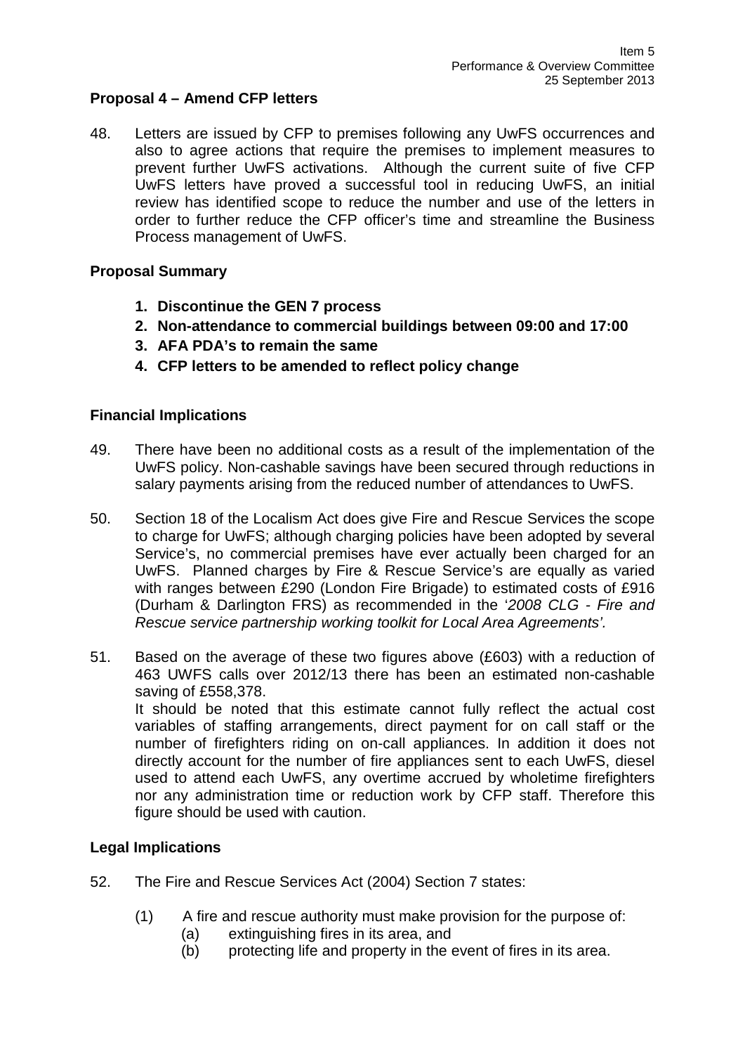**Proposal 4 – Amend CFP letters**

48. Letters are issued by CFP to premises following any UwFS occurrences and also to agree actions that require the premises to implement measures to prevent further UwFS activations. Although the current suite of five CFP UwFS letters have proved a successful tool in reducing UwFS, an initial review has identified scope to reduce the number and use of the letters in order to further reduce the CFP officer's time and streamline the Business Process management of UwFS.

**Proposal Summary**

1. **Discontinue the GEN 7 process**
2. **Non-attendance to commercial buildings between 09:00 and 17:00**
3. **AFA PDA's to remain the same**
4. **CFP letters to be amended to reflect policy change**

**Financial Implications**

49. There have been no additional costs as a result of the implementation of the UwFS policy. Non-cashable savings have been secured through reductions in salary payments arising from the reduced number of attendances to UwFS.

50. Section 18 of the Localism Act does give Fire and Rescue Services the scope to charge for UwFS; although charging policies have been adopted by several Service's, no commercial premises have ever actually been charged for an UwFS. Planned charges by Fire & Rescue Service's are equally as varied with ranges between £290 (London Fire Brigade) to estimated costs of £916 (Durham & Darlington FRS) as recommended in the '*2008 CLG - Fire and Rescue service partnership working toolkit for Local Area Agreements'.*

51. Based on the average of these two figures above (£603) with a reduction of 463 UWFS calls over 2012/13 there has been an estimated non-cashable saving of £558,378.
It should be noted that this estimate cannot fully reflect the actual cost variables of staffing arrangements, direct payment for on call staff or the number of firefighters riding on on-call appliances. In addition it does not directly account for the number of fire appliances sent to each UwFS, diesel used to attend each UwFS, any overtime accrued by wholetime firefighters nor any administration time or reduction work by CFP staff. Therefore this figure should be used with caution.

**Legal Implications**

52. The Fire and Rescue Services Act (2004) Section 7 states:

(1) A fire and rescue authority must make provision for the purpose of:
  (a) extinguishing fires in its area, and
  (b) protecting life and property in the event of fires in its area.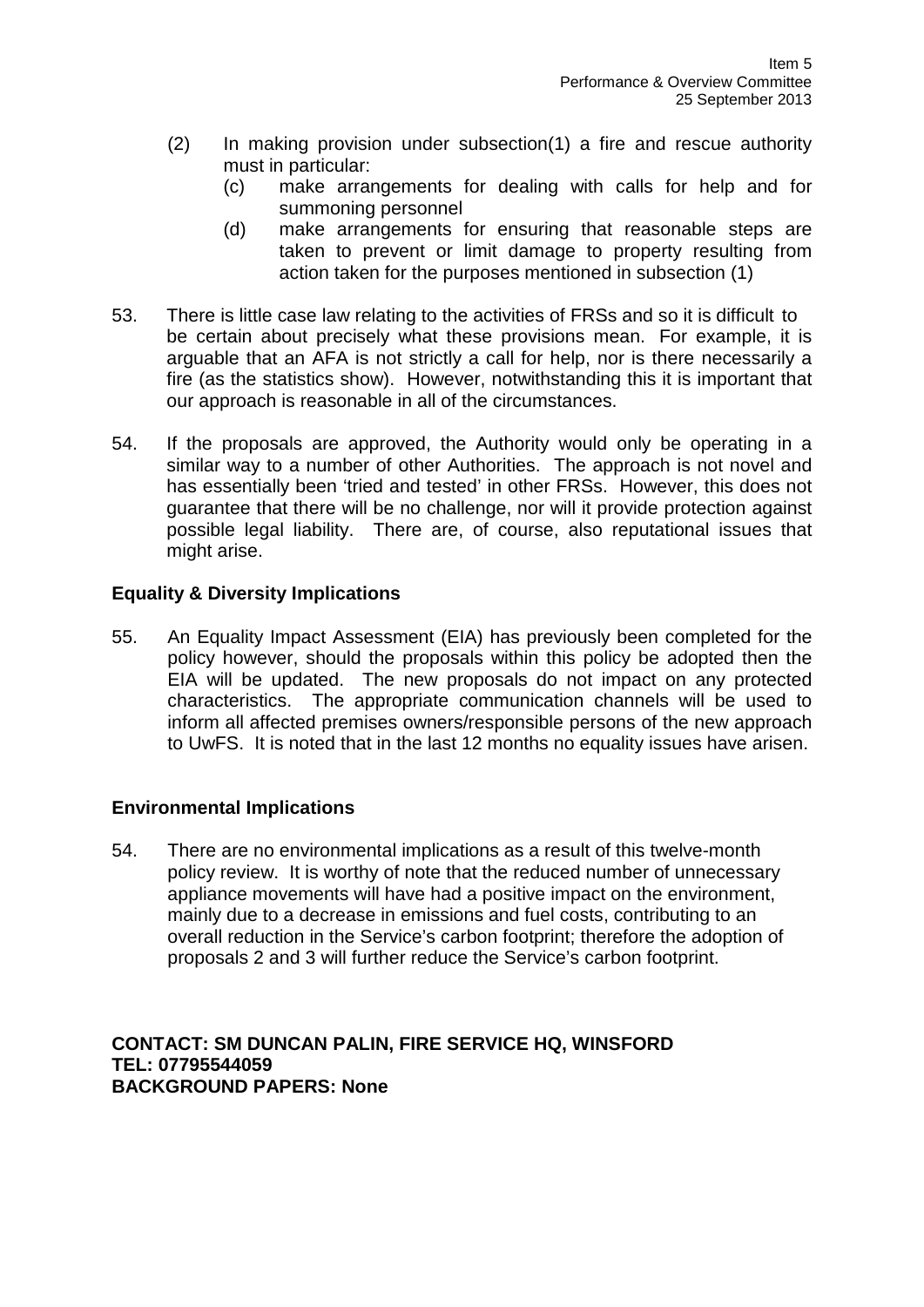(2) In making provision under subsection(1) a fire and rescue authority must in particular:

   (c) make arrangements for dealing with calls for help and for summoning personnel

   (d) make arrangements for ensuring that reasonable steps are taken to prevent or limit damage to property resulting from action taken for the purposes mentioned in subsection (1)

53. There is little case law relating to the activities of FRSs and so it is difficult to be certain about precisely what these provisions mean. For example, it is arguable that an AFA is not strictly a call for help, nor is there necessarily a fire (as the statistics show). However, notwithstanding this it is important that our approach is reasonable in all of the circumstances.

54. If the proposals are approved, the Authority would only be operating in a similar way to a number of other Authorities. The approach is not novel and has essentially been 'tried and tested' in other FRSs. However, this does not guarantee that there will be no challenge, nor will it provide protection against possible legal liability. There are, of course, also reputational issues that might arise.

**Equality & Diversity Implications**

55. An Equality Impact Assessment (EIA) has previously been completed for the policy however, should the proposals within this policy be adopted then the EIA will be updated. The new proposals do not impact on any protected characteristics. The appropriate communication channels will be used to inform all affected premises owners/responsible persons of the new approach to UwFS. It is noted that in the last 12 months no equality issues have arisen.

**Environmental Implications**

54. There are no environmental implications as a result of this twelve-month policy review. It is worthy of note that the reduced number of unnecessary appliance movements will have had a positive impact on the environment, mainly due to a decrease in emissions and fuel costs, contributing to an overall reduction in the Service's carbon footprint; therefore the adoption of proposals 2 and 3 will further reduce the Service's carbon footprint.

**CONTACT: SM DUNCAN PALIN, FIRE SERVICE HQ, WINSFORD**
**TEL: 07795544059**
**BACKGROUND PAPERS: None**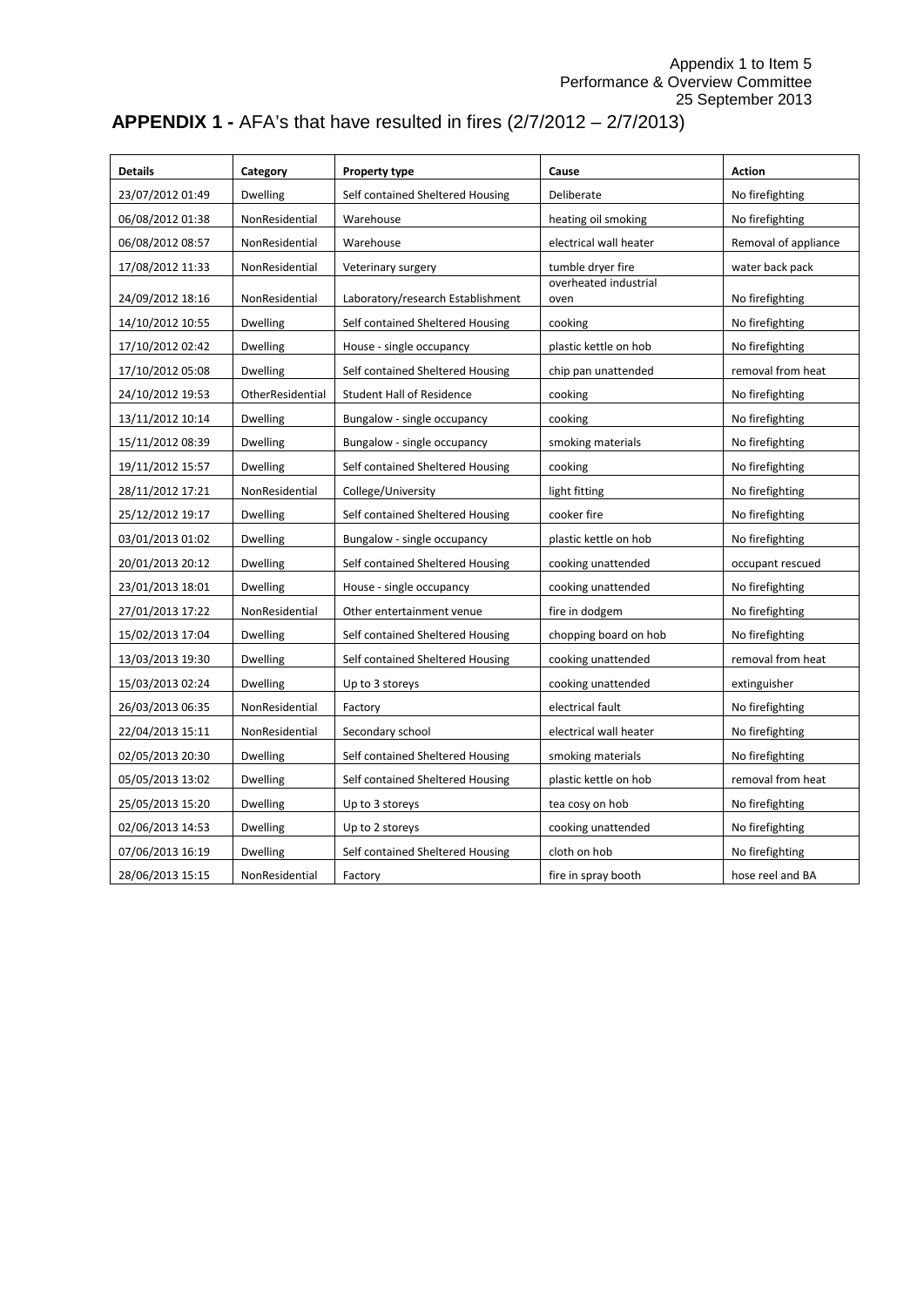Appendix 1 to Item 5
Performance & Overview Committee
25 September 2013

# APPENDIX 1 - AFA's that have resulted in fires (2/7/2012 – 2/7/2013)

| Details | Category | Property type | Cause | Action |
|---|---|---|---|---|
| 23/07/2012 01:49 | Dwelling | Self contained Sheltered Housing | Deliberate | No firefighting |
| 06/08/2012 01:38 | NonResidential | Warehouse | heating oil smoking | No firefighting |
| 06/08/2012 08:57 | NonResidential | Warehouse | electrical wall heater | Removal of appliance |
| 17/08/2012 11:33 | NonResidential | Veterinary surgery | tumble dryer fire | water back pack |
| 24/09/2012 18:16 | NonResidential | Laboratory/research Establishment | overheated industrial oven | No firefighting |
| 14/10/2012 10:55 | Dwelling | Self contained Sheltered Housing | cooking | No firefighting |
| 17/10/2012 02:42 | Dwelling | House - single occupancy | plastic kettle on hob | No firefighting |
| 17/10/2012 05:08 | Dwelling | Self contained Sheltered Housing | chip pan unattended | removal from heat |
| 24/10/2012 19:53 | OtherResidential | Student Hall of Residence | cooking | No firefighting |
| 13/11/2012 10:14 | Dwelling | Bungalow - single occupancy | cooking | No firefighting |
| 15/11/2012 08:39 | Dwelling | Bungalow - single occupancy | smoking materials | No firefighting |
| 19/11/2012 15:57 | Dwelling | Self contained Sheltered Housing | cooking | No firefighting |
| 28/11/2012 17:21 | NonResidential | College/University | light fitting | No firefighting |
| 25/12/2012 19:17 | Dwelling | Self contained Sheltered Housing | cooker fire | No firefighting |
| 03/01/2013 01:02 | Dwelling | Bungalow - single occupancy | plastic kettle on hob | No firefighting |
| 20/01/2013 20:12 | Dwelling | Self contained Sheltered Housing | cooking unattended | occupant rescued |
| 23/01/2013 18:01 | Dwelling | House - single occupancy | cooking unattended | No firefighting |
| 27/01/2013 17:22 | NonResidential | Other entertainment venue | fire in dodgem | No firefighting |
| 15/02/2013 17:04 | Dwelling | Self contained Sheltered Housing | chopping board on hob | No firefighting |
| 13/03/2013 19:30 | Dwelling | Self contained Sheltered Housing | cooking unattended | removal from heat |
| 15/03/2013 02:24 | Dwelling | Up to 3 storeys | cooking unattended | extinguisher |
| 26/03/2013 06:35 | NonResidential | Factory | electrical fault | No firefighting |
| 22/04/2013 15:11 | NonResidential | Secondary school | electrical wall heater | No firefighting |
| 02/05/2013 20:30 | Dwelling | Self contained Sheltered Housing | smoking materials | No firefighting |
| 05/05/2013 13:02 | Dwelling | Self contained Sheltered Housing | plastic kettle on hob | removal from heat |
| 25/05/2013 15:20 | Dwelling | Up to 3 storeys | tea cosy on hob | No firefighting |
| 02/06/2013 14:53 | Dwelling | Up to 2 storeys | cooking unattended | No firefighting |
| 07/06/2013 16:19 | Dwelling | Self contained Sheltered Housing | cloth on hob | No firefighting |
| 28/06/2013 15:15 | NonResidential | Factory | fire in spray booth | hose reel and BA |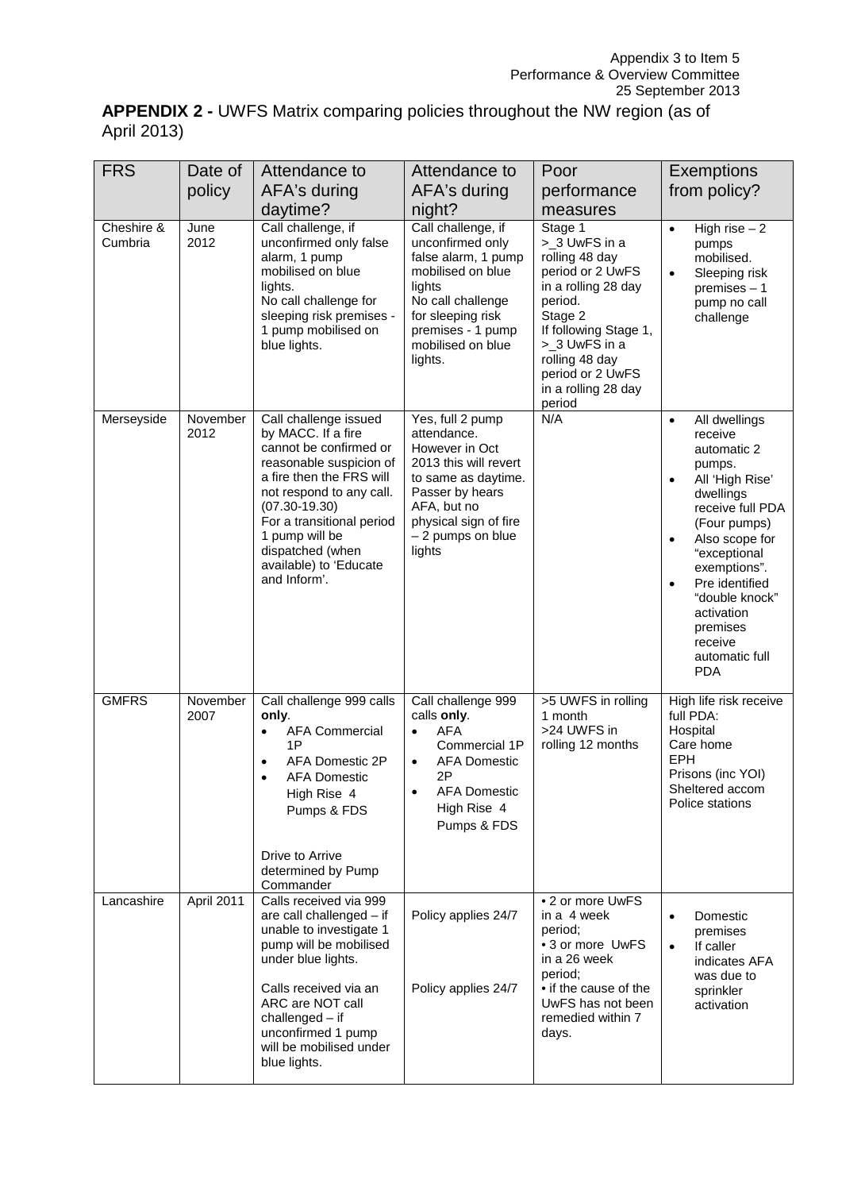Appendix 3 to Item 5
Performance & Overview Committee
25 September 2013

**APPENDIX 2 -** UWFS Matrix comparing policies throughout the NW region (as of April 2013)

| FRS | Date of policy | Attendance to AFA's during daytime? | Attendance to AFA's during night? | Poor performance measures | Exemptions from policy? |
|---|---|---|---|---|---|
| Cheshire & Cumbria | June 2012 | Call challenge, if unconfirmed only false alarm, 1 pump mobilised on blue lights.<br>No call challenge for sleeping risk premises - 1 pump mobilised on blue lights. | Call challenge, if unconfirmed only false alarm, 1 pump mobilised on blue lights<br>No call challenge for sleeping risk premises - 1 pump mobilised on blue lights. | Stage 1<br>>_3 UwFS in a rolling 48 day period or 2 UwFS in a rolling 28 day period.<br>Stage 2<br>If following Stage 1, >_3 UwFS in a rolling 48 day period or 2 UwFS in a rolling 28 day period | • High rise – 2 pumps mobilised.<br>• Sleeping risk premises – 1 pump no call challenge |
| Merseyside | November 2012 | Call challenge issued by MACC. If a fire cannot be confirmed or reasonable suspicion of a fire then the FRS will not respond to any call. (07.30-19.30)<br>For a transitional period 1 pump will be dispatched (when available) to 'Educate and Inform'. | Yes, full 2 pump attendance.<br>However in Oct 2013 this will revert to same as daytime.<br>Passer by hears AFA, but no physical sign of fire – 2 pumps on blue lights | N/A | • All dwellings receive automatic 2 pumps.<br>• All 'High Rise' dwellings receive full PDA (Four pumps)<br>• Also scope for "exceptional exemptions".<br>• Pre identified "double knock" activation premises receive automatic full PDA |
| GMFRS | November 2007 | Call challenge 999 calls **only**.<br>• AFA Commercial 1P<br>• AFA Domestic 2P<br>• AFA Domestic High Rise 4 Pumps & FDS<br><br>Drive to Arrive determined by Pump Commander | Call challenge 999 calls **only**.<br>• AFA Commercial 1P<br>• AFA Domestic 2P<br>• AFA Domestic High Rise 4 Pumps & FDS | >5 UWFS in rolling 1 month<br>>24 UWFS in rolling 12 months | High life risk receive full PDA:<br>Hospital<br>Care home<br>EPH<br>Prisons (inc YOI)<br>Sheltered accom<br>Police stations |
| Lancashire | April 2011 | Calls received via 999 are call challenged – if unable to investigate 1 pump will be mobilised under blue lights.<br><br>Calls received via an ARC are NOT call challenged – if unconfirmed 1 pump will be mobilised under blue lights. | Policy applies 24/7<br><br>Policy applies 24/7 | • 2 or more UwFS in a 4 week period;<br>• 3 or more UwFS in a 26 week period;<br>• if the cause of the UwFS has not been remedied within 7 days. | • Domestic premises<br>• If caller indicates AFA was due to sprinkler activation |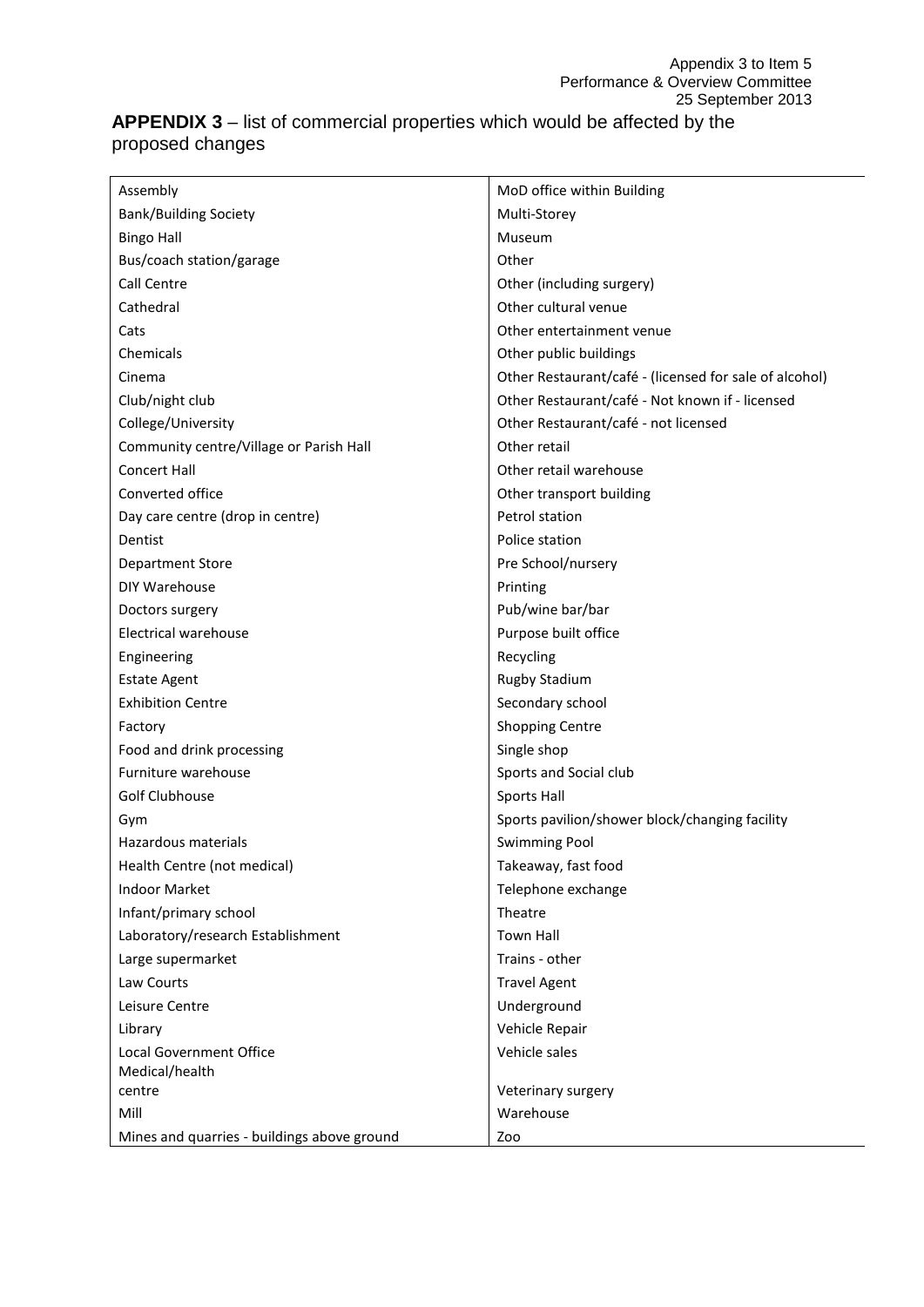Appendix 3 to Item 5
Performance & Overview Committee
25 September 2013

**APPENDIX 3** – list of commercial properties which would be affected by the proposed changes

| | |
|---|---|
| Assembly | MoD office within Building |
| Bank/Building Society | Multi-Storey |
| Bingo Hall | Museum |
| Bus/coach station/garage | Other |
| Call Centre | Other (including surgery) |
| Cathedral | Other cultural venue |
| Cats | Other entertainment venue |
| Chemicals | Other public buildings |
| Cinema | Other Restaurant/café - (licensed for sale of alcohol) |
| Club/night club | Other Restaurant/café - Not known if - licensed |
| College/University | Other Restaurant/café - not licensed |
| Community centre/Village or Parish Hall | Other retail |
| Concert Hall | Other retail warehouse |
| Converted office | Other transport building |
| Day care centre (drop in centre) | Petrol station |
| Dentist | Police station |
| Department Store | Pre School/nursery |
| DIY Warehouse | Printing |
| Doctors surgery | Pub/wine bar/bar |
| Electrical warehouse | Purpose built office |
| Engineering | Recycling |
| Estate Agent | Rugby Stadium |
| Exhibition Centre | Secondary school |
| Factory | Shopping Centre |
| Food and drink processing | Single shop |
| Furniture warehouse | Sports and Social club |
| Golf Clubhouse | Sports Hall |
| Gym | Sports pavilion/shower block/changing facility |
| Hazardous materials | Swimming Pool |
| Health Centre (not medical) | Takeaway, fast food |
| Indoor Market | Telephone exchange |
| Infant/primary school | Theatre |
| Laboratory/research Establishment | Town Hall |
| Large supermarket | Trains - other |
| Law Courts | Travel Agent |
| Leisure Centre | Underground |
| Library | Vehicle Repair |
| Local Government Office | Vehicle sales |
| Medical/health centre | Veterinary surgery |
| Mill | Warehouse |
| Mines and quarries - buildings above ground | Zoo |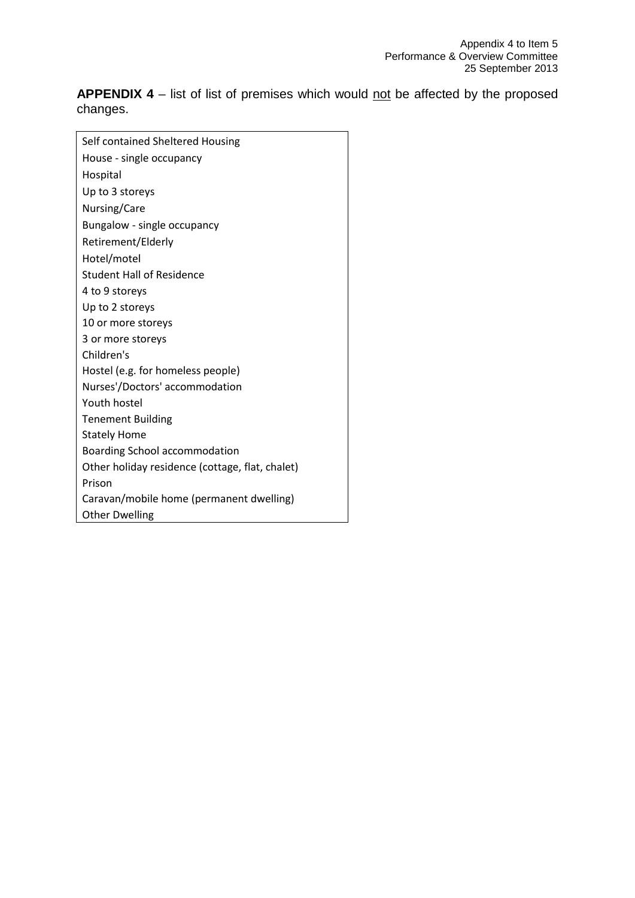Appendix 4 to Item 5
Performance & Overview Committee
25 September 2013

**APPENDIX 4** – list of list of premises which would <u>not</u> be affected by the proposed changes.

| Self contained Sheltered Housing |
|---|
| House - single occupancy |
| Hospital |
| Up to 3 storeys |
| Nursing/Care |
| Bungalow - single occupancy |
| Retirement/Elderly |
| Hotel/motel |
| Student Hall of Residence |
| 4 to 9 storeys |
| Up to 2 storeys |
| 10 or more storeys |
| 3 or more storeys |
| Children's |
| Hostel (e.g. for homeless people) |
| Nurses'/Doctors' accommodation |
| Youth hostel |
| Tenement Building |
| Stately Home |
| Boarding School accommodation |
| Other holiday residence (cottage, flat, chalet) |
| Prison |
| Caravan/mobile home (permanent dwelling) |
| Other Dwelling |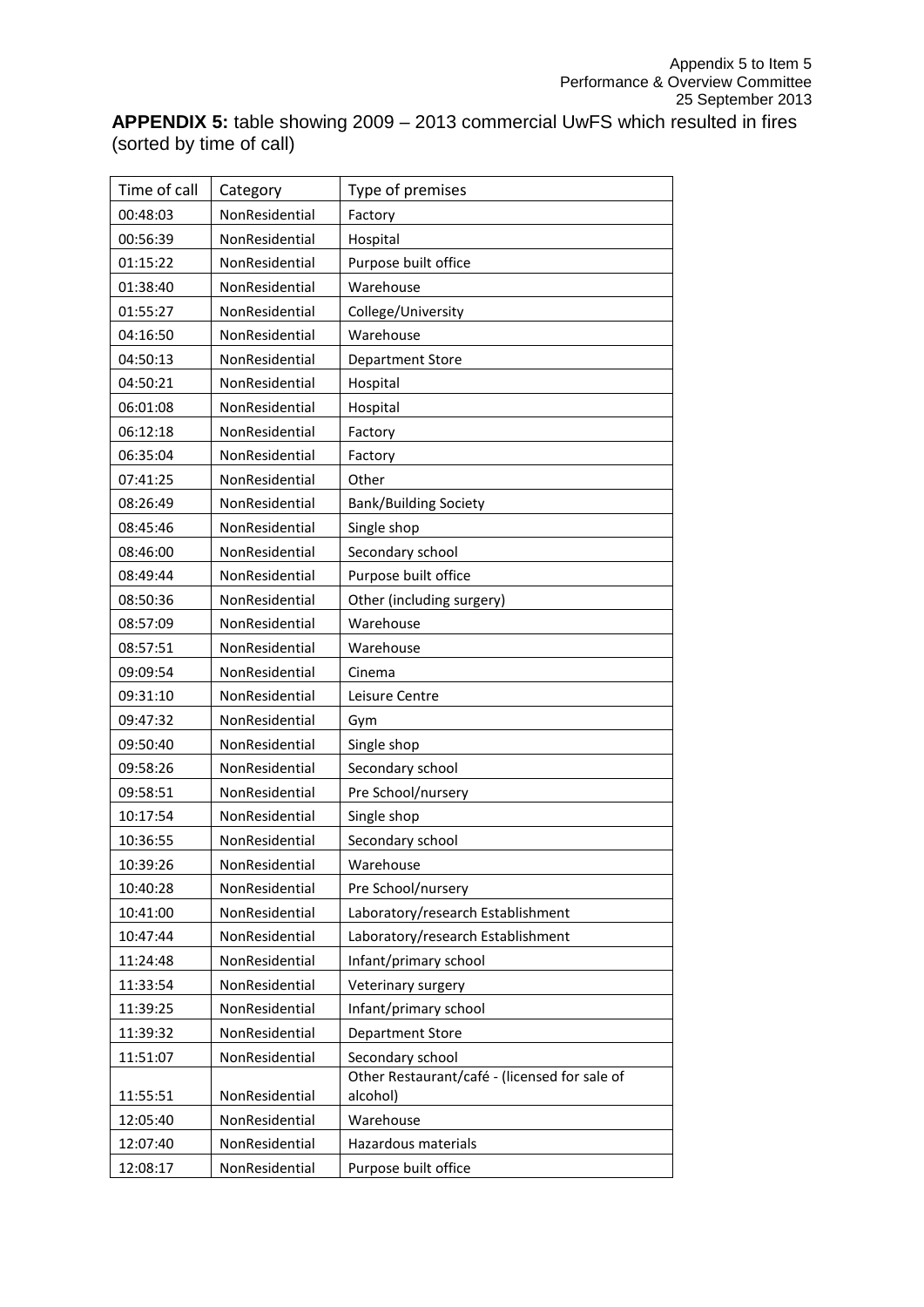**APPENDIX 5:** table showing 2009 – 2013 commercial UwFS which resulted in fires (sorted by time of call)

| Time of call | Category | Type of premises |
|---|---|---|
| 00:48:03 | NonResidential | Factory |
| 00:56:39 | NonResidential | Hospital |
| 01:15:22 | NonResidential | Purpose built office |
| 01:38:40 | NonResidential | Warehouse |
| 01:55:27 | NonResidential | College/University |
| 04:16:50 | NonResidential | Warehouse |
| 04:50:13 | NonResidential | Department Store |
| 04:50:21 | NonResidential | Hospital |
| 06:01:08 | NonResidential | Hospital |
| 06:12:18 | NonResidential | Factory |
| 06:35:04 | NonResidential | Factory |
| 07:41:25 | NonResidential | Other |
| 08:26:49 | NonResidential | Bank/Building Society |
| 08:45:46 | NonResidential | Single shop |
| 08:46:00 | NonResidential | Secondary school |
| 08:49:44 | NonResidential | Purpose built office |
| 08:50:36 | NonResidential | Other (including surgery) |
| 08:57:09 | NonResidential | Warehouse |
| 08:57:51 | NonResidential | Warehouse |
| 09:09:54 | NonResidential | Cinema |
| 09:31:10 | NonResidential | Leisure Centre |
| 09:47:32 | NonResidential | Gym |
| 09:50:40 | NonResidential | Single shop |
| 09:58:26 | NonResidential | Secondary school |
| 09:58:51 | NonResidential | Pre School/nursery |
| 10:17:54 | NonResidential | Single shop |
| 10:36:55 | NonResidential | Secondary school |
| 10:39:26 | NonResidential | Warehouse |
| 10:40:28 | NonResidential | Pre School/nursery |
| 10:41:00 | NonResidential | Laboratory/research Establishment |
| 10:47:44 | NonResidential | Laboratory/research Establishment |
| 11:24:48 | NonResidential | Infant/primary school |
| 11:33:54 | NonResidential | Veterinary surgery |
| 11:39:25 | NonResidential | Infant/primary school |
| 11:39:32 | NonResidential | Department Store |
| 11:51:07 | NonResidential | Secondary school |
| 11:55:51 | NonResidential | Other Restaurant/café - (licensed for sale of alcohol) |
| 12:05:40 | NonResidential | Warehouse |
| 12:07:40 | NonResidential | Hazardous materials |
| 12:08:17 | NonResidential | Purpose built office |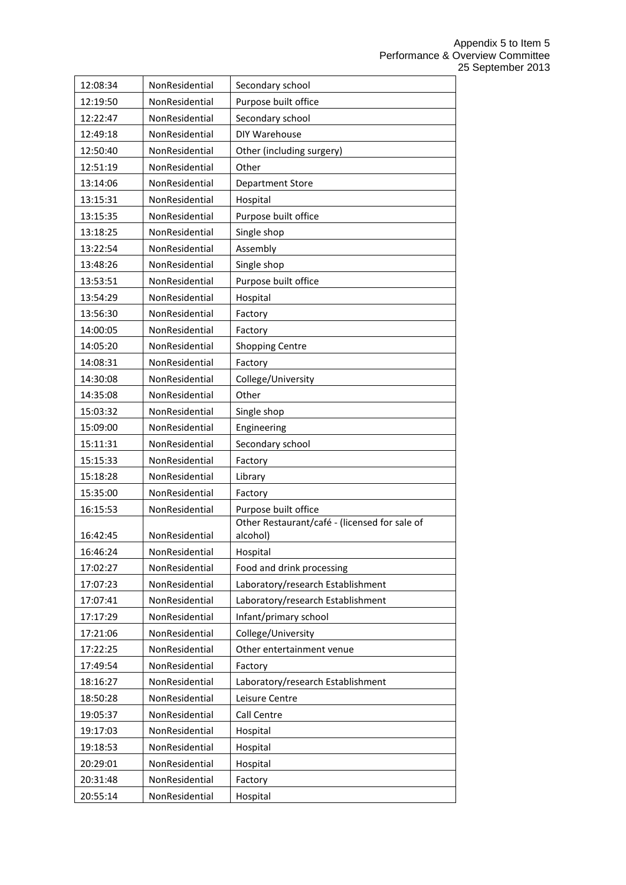| 12:08:34 | NonResidential | Secondary school |
|---|---|---|
| 12:19:50 | NonResidential | Purpose built office |
| 12:22:47 | NonResidential | Secondary school |
| 12:49:18 | NonResidential | DIY Warehouse |
| 12:50:40 | NonResidential | Other (including surgery) |
| 12:51:19 | NonResidential | Other |
| 13:14:06 | NonResidential | Department Store |
| 13:15:31 | NonResidential | Hospital |
| 13:15:35 | NonResidential | Purpose built office |
| 13:18:25 | NonResidential | Single shop |
| 13:22:54 | NonResidential | Assembly |
| 13:48:26 | NonResidential | Single shop |
| 13:53:51 | NonResidential | Purpose built office |
| 13:54:29 | NonResidential | Hospital |
| 13:56:30 | NonResidential | Factory |
| 14:00:05 | NonResidential | Factory |
| 14:05:20 | NonResidential | Shopping Centre |
| 14:08:31 | NonResidential | Factory |
| 14:30:08 | NonResidential | College/University |
| 14:35:08 | NonResidential | Other |
| 15:03:32 | NonResidential | Single shop |
| 15:09:00 | NonResidential | Engineering |
| 15:11:31 | NonResidential | Secondary school |
| 15:15:33 | NonResidential | Factory |
| 15:18:28 | NonResidential | Library |
| 15:35:00 | NonResidential | Factory |
| 16:15:53 | NonResidential | Purpose built office |
| 16:42:45 | NonResidential | Other Restaurant/café - (licensed for sale of alcohol) |
| 16:46:24 | NonResidential | Hospital |
| 17:02:27 | NonResidential | Food and drink processing |
| 17:07:23 | NonResidential | Laboratory/research Establishment |
| 17:07:41 | NonResidential | Laboratory/research Establishment |
| 17:17:29 | NonResidential | Infant/primary school |
| 17:21:06 | NonResidential | College/University |
| 17:22:25 | NonResidential | Other entertainment venue |
| 17:49:54 | NonResidential | Factory |
| 18:16:27 | NonResidential | Laboratory/research Establishment |
| 18:50:28 | NonResidential | Leisure Centre |
| 19:05:37 | NonResidential | Call Centre |
| 19:17:03 | NonResidential | Hospital |
| 19:18:53 | NonResidential | Hospital |
| 20:29:01 | NonResidential | Hospital |
| 20:31:48 | NonResidential | Factory |
| 20:55:14 | NonResidential | Hospital |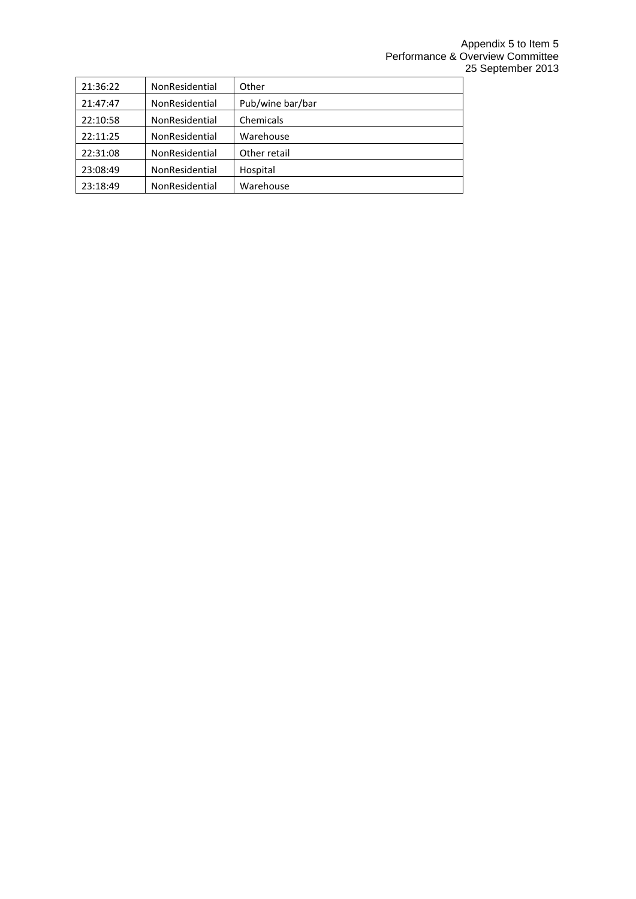| | | |
|---|---|---|
| 21:36:22 | NonResidential | Other |
| 21:47:47 | NonResidential | Pub/wine bar/bar |
| 22:10:58 | NonResidential | Chemicals |
| 22:11:25 | NonResidential | Warehouse |
| 22:31:08 | NonResidential | Other retail |
| 23:08:49 | NonResidential | Hospital |
| 23:18:49 | NonResidential | Warehouse |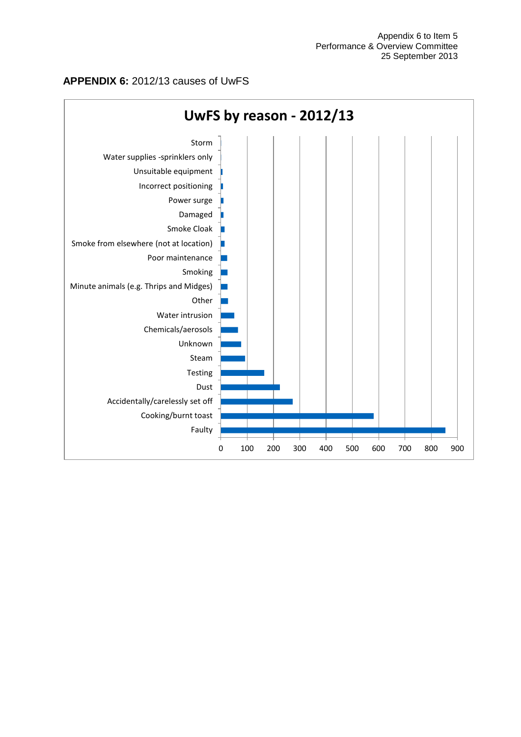**APPENDIX 6:** 2012/13 causes of UwFS

## UwFS by reason - 2012/13

Storm
Water supplies -sprinklers only
Unsuitable equipment
Incorrect positioning
Power surge
Damaged
Smoke Cloak
Smoke from elsewhere (not at location)
Poor maintenance
Smoking
Minute animals (e.g. Thrips and Midges)
Other
Water intrusion
Chemicals/aerosols
Unknown
Steam
Testing
Dust
Accidentally/carelessly set off
Cooking/burnt toast
Faulty

0 100 200 300 400 500 600 700 800 900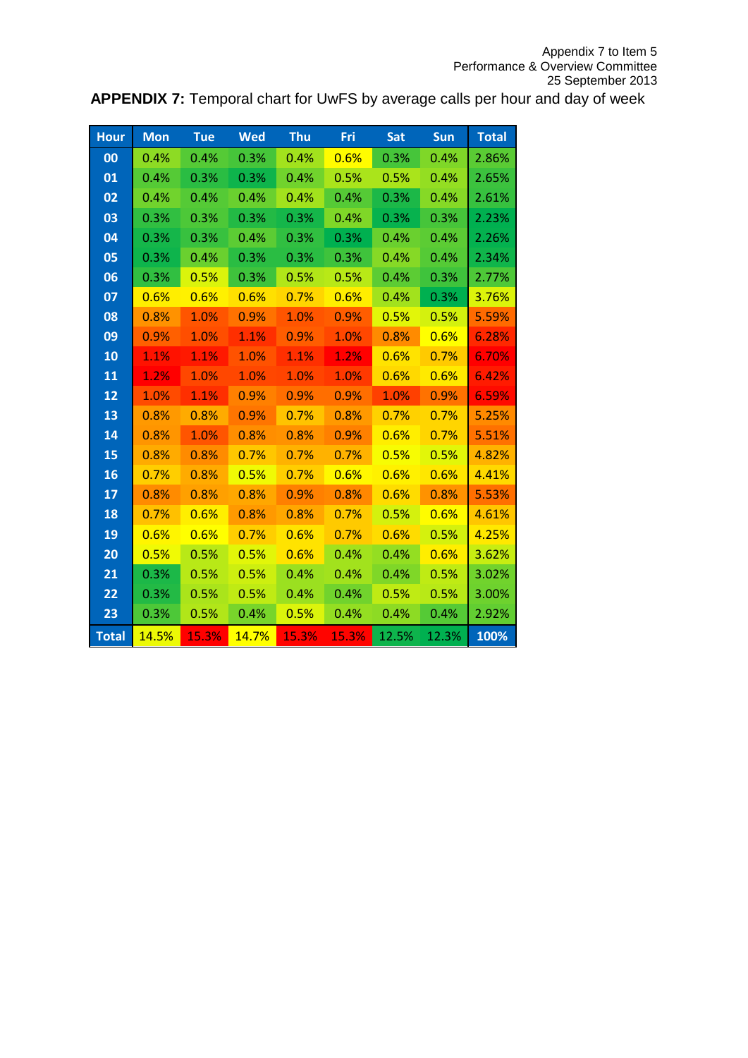**APPENDIX 7:** Temporal chart for UwFS by average calls per hour and day of week

| Hour | Mon | Tue | Wed | Thu | Fri | Sat | Sun | Total |
|---|---|---|---|---|---|---|---|---|
| 00 | 0.4% | 0.4% | 0.3% | 0.4% | 0.6% | 0.3% | 0.4% | 2.86% |
| 01 | 0.4% | 0.3% | 0.3% | 0.4% | 0.5% | 0.5% | 0.4% | 2.65% |
| 02 | 0.4% | 0.4% | 0.4% | 0.4% | 0.4% | 0.3% | 0.4% | 2.61% |
| 03 | 0.3% | 0.3% | 0.3% | 0.3% | 0.4% | 0.3% | 0.3% | 2.23% |
| 04 | 0.3% | 0.3% | 0.4% | 0.3% | 0.3% | 0.4% | 0.4% | 2.26% |
| 05 | 0.3% | 0.4% | 0.3% | 0.3% | 0.3% | 0.4% | 0.4% | 2.34% |
| 06 | 0.3% | 0.5% | 0.3% | 0.5% | 0.5% | 0.4% | 0.3% | 2.77% |
| 07 | 0.6% | 0.6% | 0.6% | 0.7% | 0.6% | 0.4% | 0.3% | 3.76% |
| 08 | 0.8% | 1.0% | 0.9% | 1.0% | 0.9% | 0.5% | 0.5% | 5.59% |
| 09 | 0.9% | 1.0% | 1.1% | 0.9% | 1.0% | 0.8% | 0.6% | 6.28% |
| 10 | 1.1% | 1.1% | 1.0% | 1.1% | 1.2% | 0.6% | 0.7% | 6.70% |
| 11 | 1.2% | 1.0% | 1.0% | 1.0% | 1.0% | 0.6% | 0.6% | 6.42% |
| 12 | 1.0% | 1.1% | 0.9% | 0.9% | 0.9% | 1.0% | 0.9% | 6.59% |
| 13 | 0.8% | 0.8% | 0.9% | 0.7% | 0.8% | 0.7% | 0.7% | 5.25% |
| 14 | 0.8% | 1.0% | 0.8% | 0.8% | 0.9% | 0.6% | 0.7% | 5.51% |
| 15 | 0.8% | 0.8% | 0.7% | 0.7% | 0.7% | 0.5% | 0.5% | 4.82% |
| 16 | 0.7% | 0.8% | 0.5% | 0.7% | 0.6% | 0.6% | 0.6% | 4.41% |
| 17 | 0.8% | 0.8% | 0.8% | 0.9% | 0.8% | 0.6% | 0.8% | 5.53% |
| 18 | 0.7% | 0.6% | 0.8% | 0.8% | 0.7% | 0.5% | 0.6% | 4.61% |
| 19 | 0.6% | 0.6% | 0.7% | 0.6% | 0.7% | 0.6% | 0.5% | 4.25% |
| 20 | 0.5% | 0.5% | 0.5% | 0.6% | 0.4% | 0.4% | 0.6% | 3.62% |
| 21 | 0.3% | 0.5% | 0.5% | 0.4% | 0.4% | 0.4% | 0.5% | 3.02% |
| 22 | 0.3% | 0.5% | 0.5% | 0.4% | 0.4% | 0.5% | 0.5% | 3.00% |
| 23 | 0.3% | 0.5% | 0.4% | 0.5% | 0.4% | 0.4% | 0.4% | 2.92% |
| Total | 14.5% | 15.3% | 14.7% | 15.3% | 15.3% | 12.5% | 12.3% | 100% |